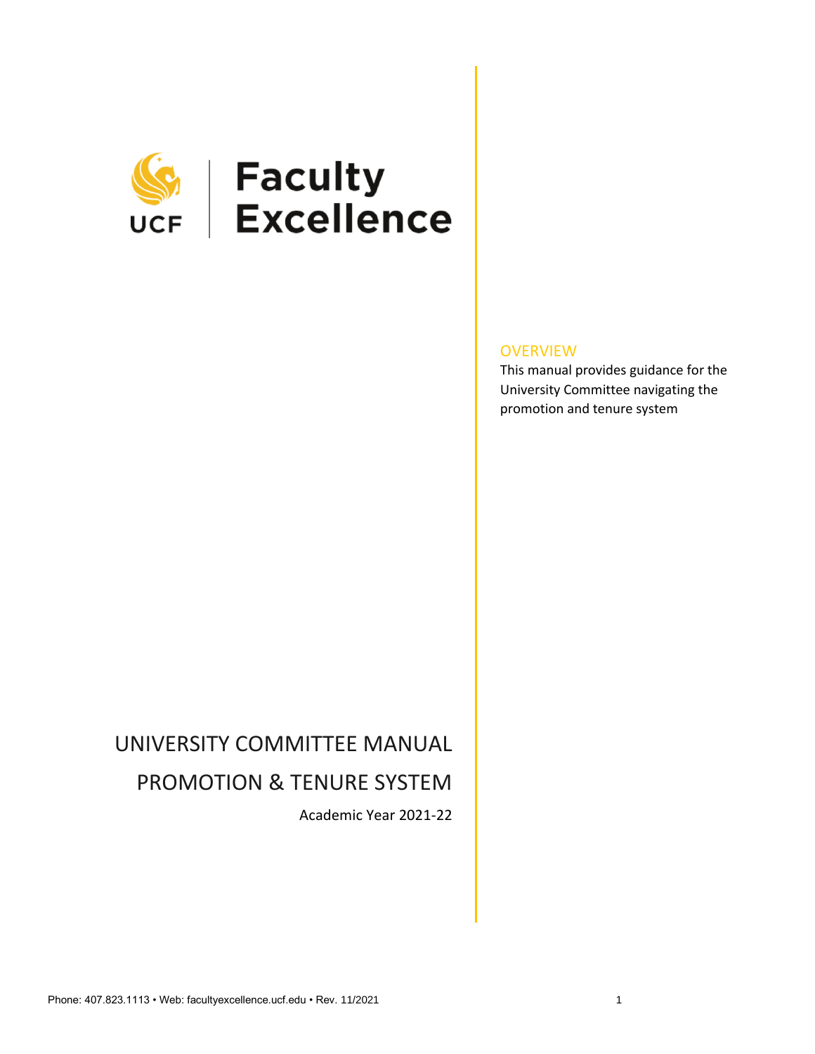UCF | Faculty Excellence

## OVERVIEW

This manual provides guidance for the University Committee navigating the promotion and tenure system

# UNIVERSITY COMMITTEE MANUAL

# PROMOTION & TENURE SYSTEM

Academic Year 2021-22

Phone: 407.823.1113 • Web: facultyexcellence.ucf.edu • Rev. 11/2021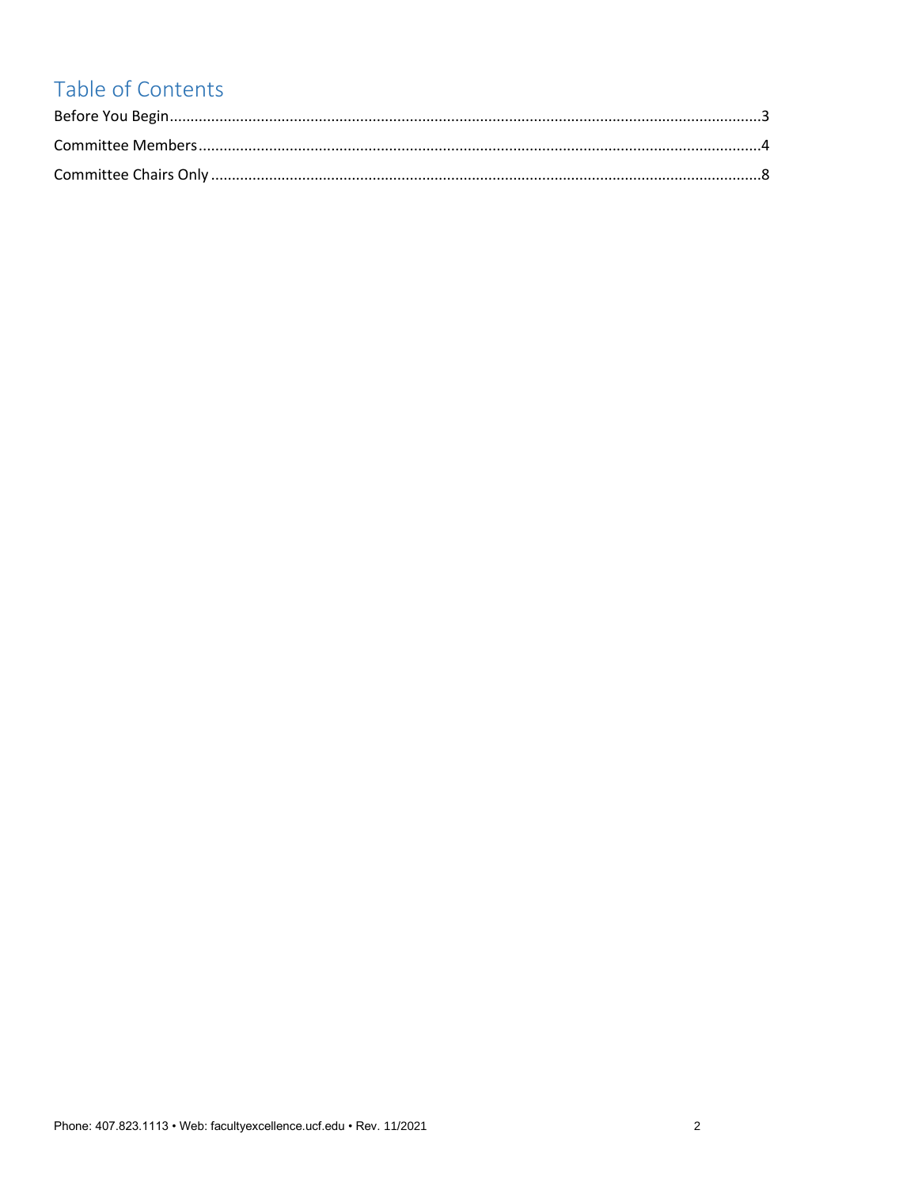# Table of Contents

Before You Begin......................................................................................................................................3

Committee Members.................................................................................................................................4

Committee Chairs Only ............................................................................................................................8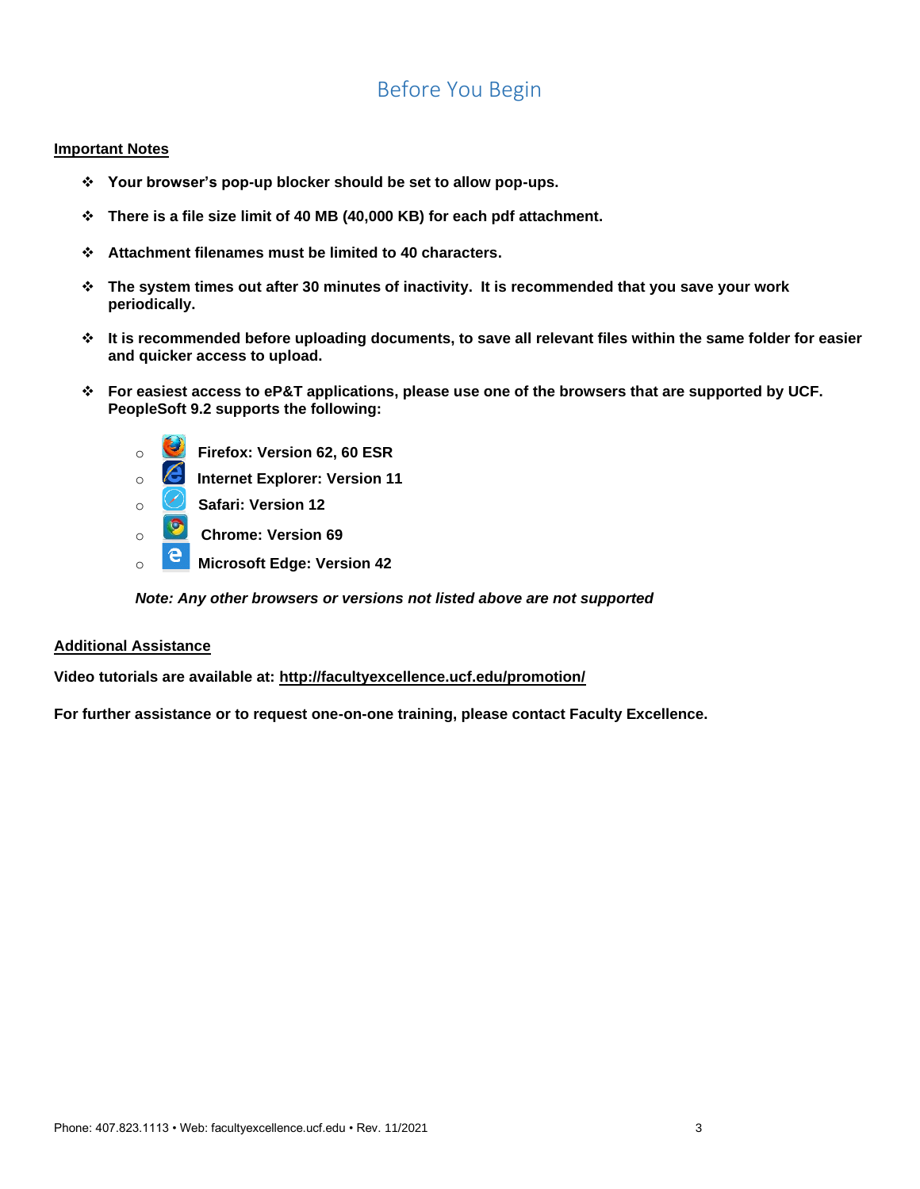# Before You Begin

**Important Notes**

- **Your browser's pop-up blocker should be set to allow pop-ups.**
- **There is a file size limit of 40 MB (40,000 KB) for each pdf attachment.**
- **Attachment filenames must be limited to 40 characters.**
- **The system times out after 30 minutes of inactivity. It is recommended that you save your work periodically.**
- **It is recommended before uploading documents, to save all relevant files within the same folder for easier and quicker access to upload.**
- **For easiest access to eP&T applications, please use one of the browsers that are supported by UCF. PeopleSoft 9.2 supports the following:**
    - **Firefox: Version 62, 60 ESR**
    - **Internet Explorer: Version 11**
    - **Safari: Version 12**
    - **Chrome: Version 69**
    - **Microsoft Edge: Version 42**

    ***Note: Any other browsers or versions not listed above are not supported***

**Additional Assistance**

**Video tutorials are available at: http://facultyexcellence.ucf.edu/promotion/**

**For further assistance or to request one-on-one training, please contact Faculty Excellence.**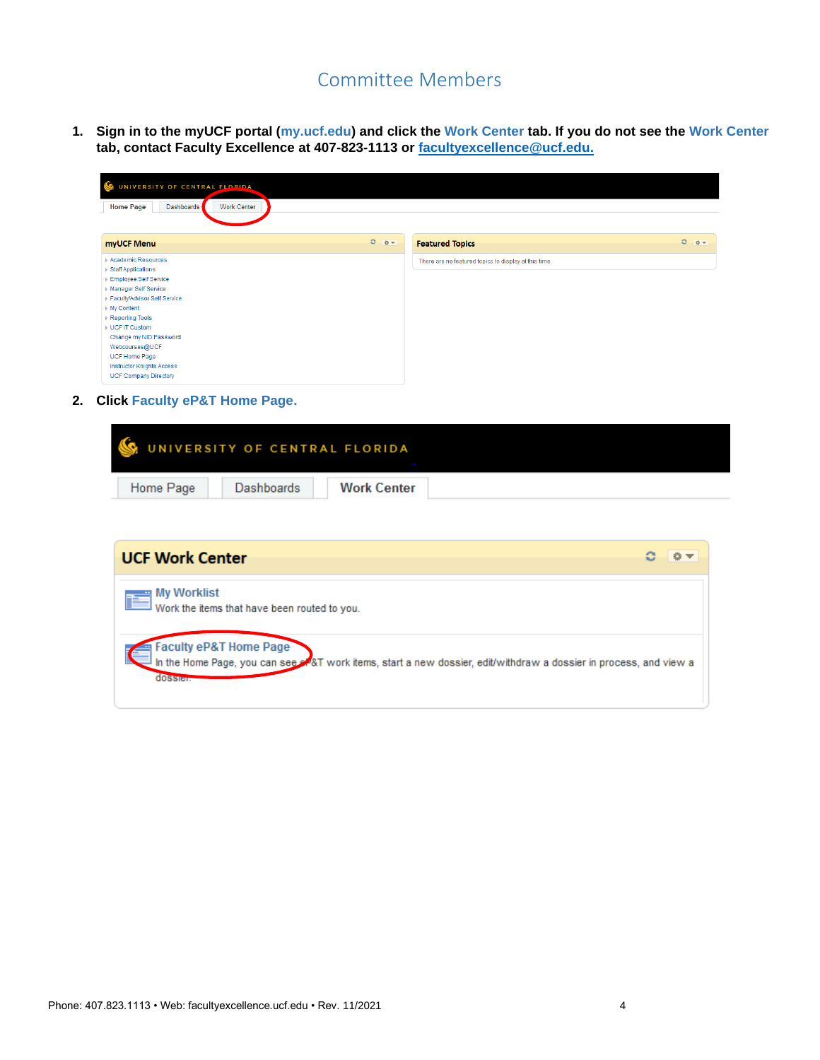## Committee Members

1. **Sign in to the myUCF portal (my.ucf.edu) and click the Work Center tab. If you do not see the Work Center tab, contact Faculty Excellence at 407-823-1113 or facultyexcellence@ucf.edu.**

2. **Click Faculty eP&T Home Page.**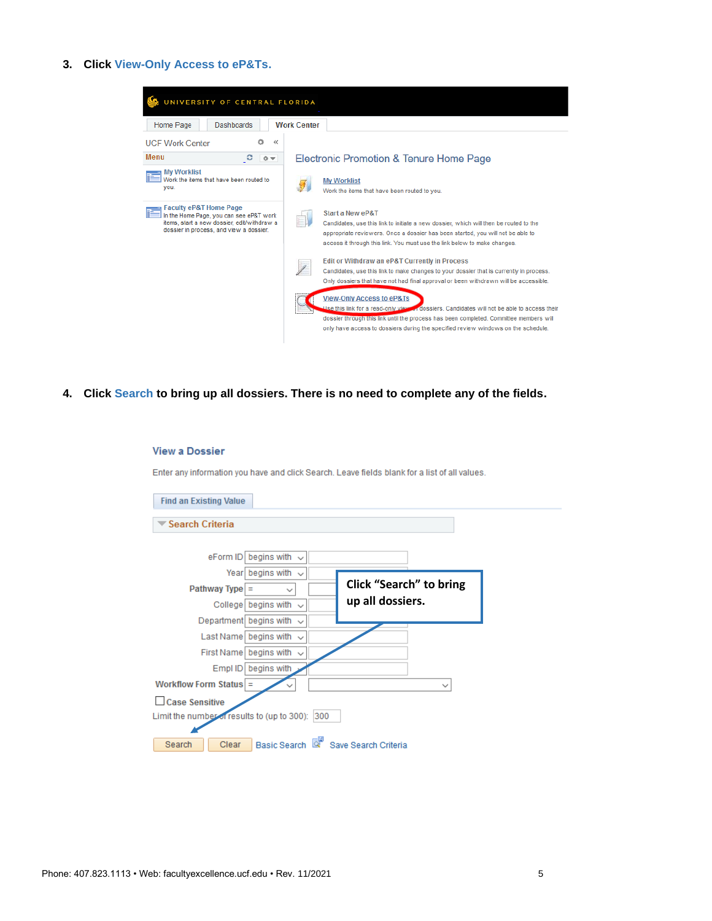3. **Click View-Only Access to eP&Ts.**

UNIVERSITY OF CENTRAL FLORIDA

Home Page | Dashboards | Work Center

UCF Work Center

Menu

My Worklist
Work the items that have been routed to you.

Faculty eP&T Home Page
In the Home Page, you can see eP&T work items, start a new dossier, edit/withdraw a dossier in process, and view a dossier.

Electronic Promotion & Tenure Home Page

My Worklist
Work the items that have been routed to you.

Start a New eP&T
Candidates, use this link to initiate a new dossier, which will then be routed to the appropriate reviewers. Once a dossier has been started, you will not be able to access it through this link. You must use the link below to make changes.

Edit or Withdraw an eP&T Currently in Process
Candidates, use this link to make changes to your dossier that is currently in process. Only dossiers that have not had final approval or been withdrawn will be accessible.

View-Only Access to eP&Ts
Use this link for a read-only view of dossiers. Candidates will not be able to access their dossier through this link until the process has been completed. Committee members will only have access to dossiers during the specified review windows on the schedule.

4. **Click Search to bring up all dossiers. There is no need to complete any of the fields.**

View a Dossier

Enter any information you have and click Search. Leave fields blank for a list of all values.

Find an Existing Value

Search Criteria

eForm ID: begins with
Year: begins with
Pathway Type: =
College: begins with
Department: begins with
Last Name: begins with
First Name: begins with
Empl ID: begins with
Workflow Form Status: =

Case Sensitive

Limit the number of results to (up to 300): 300

Search | Clear | Basic Search | Save Search Criteria

**Click "Search" to bring up all dossiers.**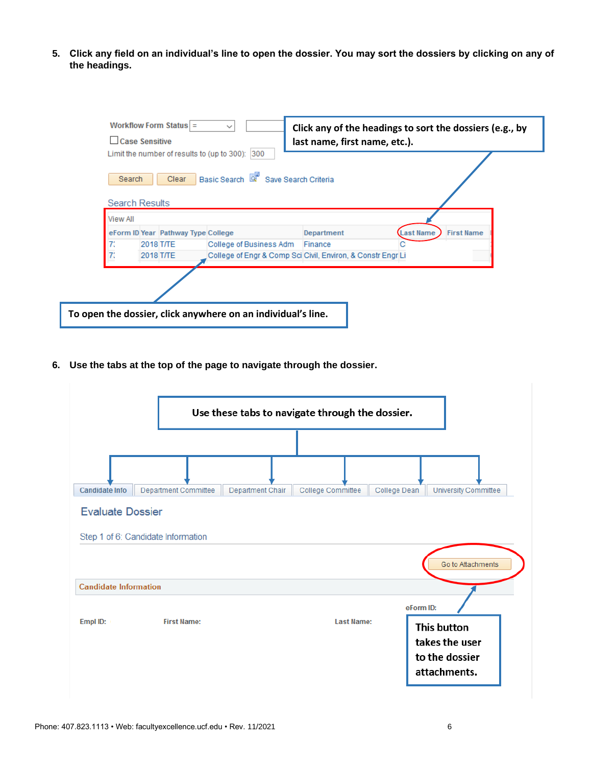5. **Click any field on an individual's line to open the dossier. You may sort the dossiers by clicking on any of the headings.**

Workflow Form Status =

Case Sensitive

Limit the number of results to (up to 300): 300

Search | Clear | Basic Search | Save Search Criteria

**Click any of the headings to sort the dossiers (e.g., by last name, first name, etc.).**

Search Results

View All

| eForm ID | Year | Pathway Type | College | Department | Last Name | First Name |
|---|---|---|---|---|---|---|
| 7: | 2018 | T/TE | College of Business Adm | Finance | C | |
| 7: | 2018 | T/TE | College of Engr & Comp Sci | Civil, Environ, & Constr Engr | Li | |

**To open the dossier, click anywhere on an individual's line.**

6. **Use the tabs at the top of the page to navigate through the dossier.**

**Use these tabs to navigate through the dossier.**

Candidate Info | Department Committee | Department Chair | College Committee | College Dean | University Committee

Evaluate Dossier

Step 1 of 6: Candidate Information

Go to Attachments

Candidate Information

eForm ID:

Empl ID: First Name: Last Name:

**This button takes the user to the dossier attachments.**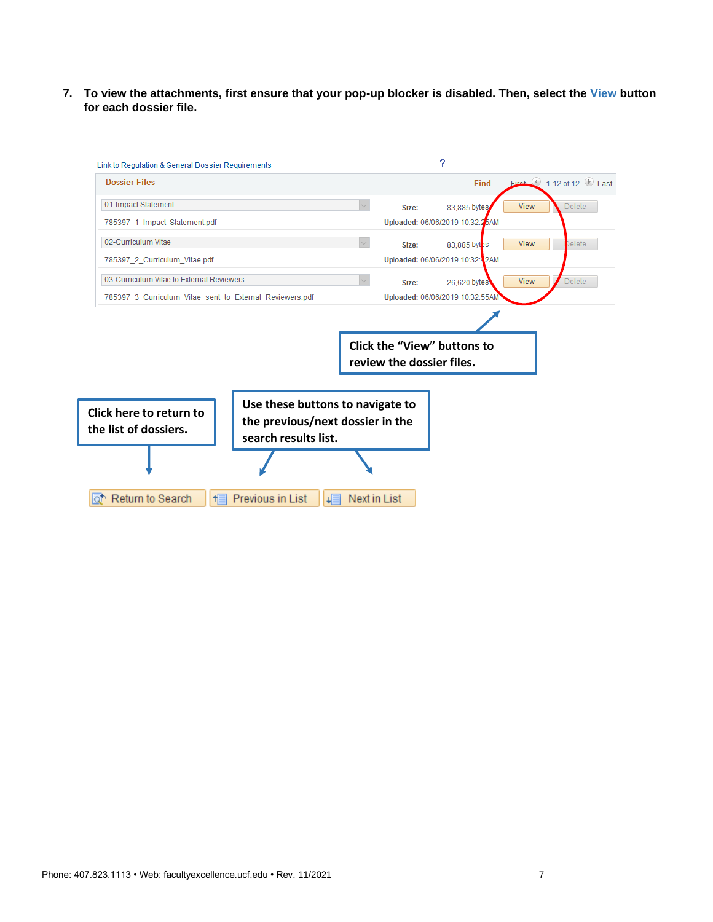7. **To view the attachments, first ensure that your pop-up blocker is disabled. Then, select the View button for each dossier file.**

Link to Regulation & General Dossier Requirements ?

**Dossier Files** — Find — First 1-12 of 12 Last

| File | | | |
|---|---|---|---|
| 01-Impact Statement | **Size:** 83,885 bytes | View | Delete |
| 785397_1_Impact_Statement.pdf | **Uploaded:** 06/06/2019 10:32:25AM | | |
| 02-Curriculum Vitae | **Size:** 83,885 bytes | View | Delete |
| 785397_2_Curriculum_Vitae.pdf | **Uploaded:** 06/06/2019 10:32:42AM | | |
| 03-Curriculum Vitae to External Reviewers | **Size:** 26,620 bytes | View | Delete |
| 785397_3_Curriculum_Vitae_sent_to_External_Reviewers.pdf | **Uploaded:** 06/06/2019 10:32:55AM | | |

**Click the "View" buttons to review the dossier files.**

**Click here to return to the list of dossiers.**

**Use these buttons to navigate to the previous/next dossier in the search results list.**

Return to Search | Previous in List | Next in List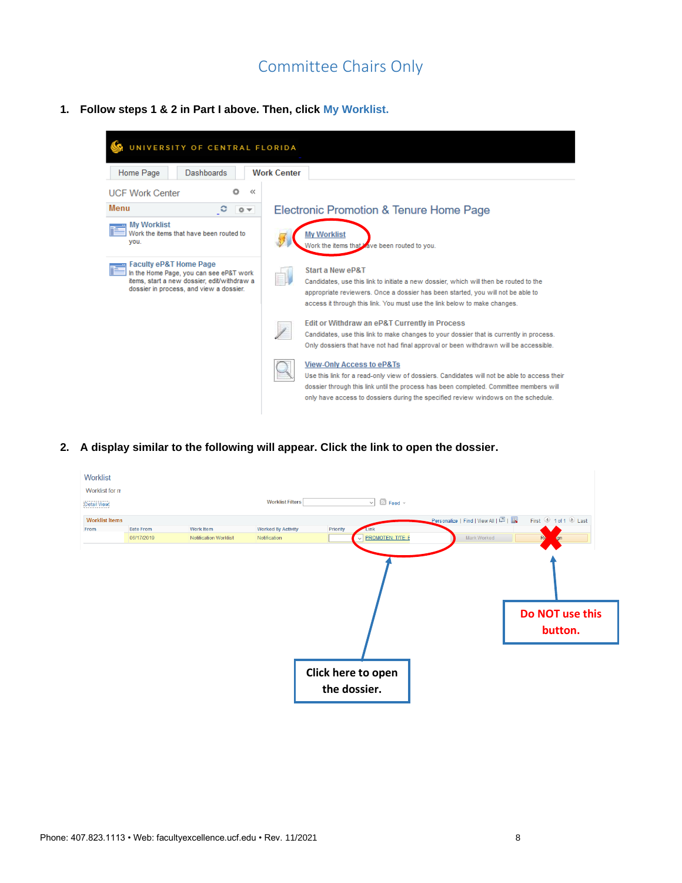## Committee Chairs Only

1. **Follow steps 1 & 2 in Part I above. Then, click My Worklist.**

2. **A display similar to the following will appear. Click the link to open the dossier.**

Click here to open the dossier.

Do NOT use this button.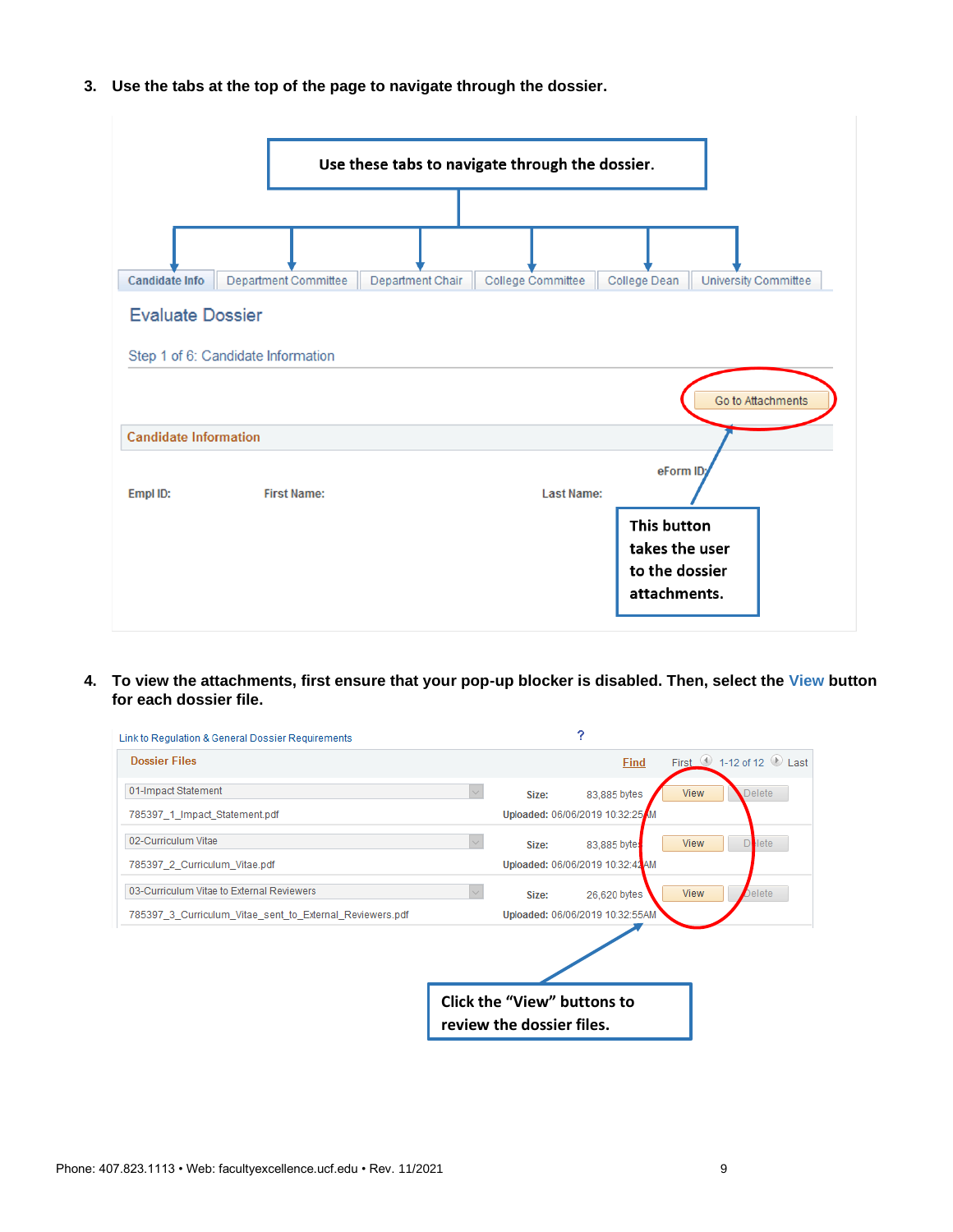3. **Use the tabs at the top of the page to navigate through the dossier.**

**Use these tabs to navigate through the dossier.**

Candidate Info | Department Committee | Department Chair | College Committee | College Dean | University Committee

Evaluate Dossier

Step 1 of 6: Candidate Information

Go to Attachments

**Candidate Information**

eForm ID:

Empl ID: First Name: Last Name:

**This button takes the user to the dossier attachments.**

4. **To view the attachments, first ensure that your pop-up blocker is disabled. Then, select the View button for each dossier file.**

Link to Regulation & General Dossier Requirements ?

| Dossier Files | | Find First 1-12 of 12 Last | |
|---|---|---|---|
| 01-Impact Statement | Size: 83,885 bytes | View | Delete |
| 785397_1_Impact_Statement.pdf | Uploaded: 06/06/2019 10:32:25AM | | |
| 02-Curriculum Vitae | Size: 83,885 bytes | View | Delete |
| 785397_2_Curriculum_Vitae.pdf | Uploaded: 06/06/2019 10:32:42AM | | |
| 03-Curriculum Vitae to External Reviewers | Size: 26,620 bytes | View | Delete |
| 785397_3_Curriculum_Vitae_sent_to_External_Reviewers.pdf | Uploaded: 06/06/2019 10:32:55AM | | |

**Click the "View" buttons to review the dossier files.**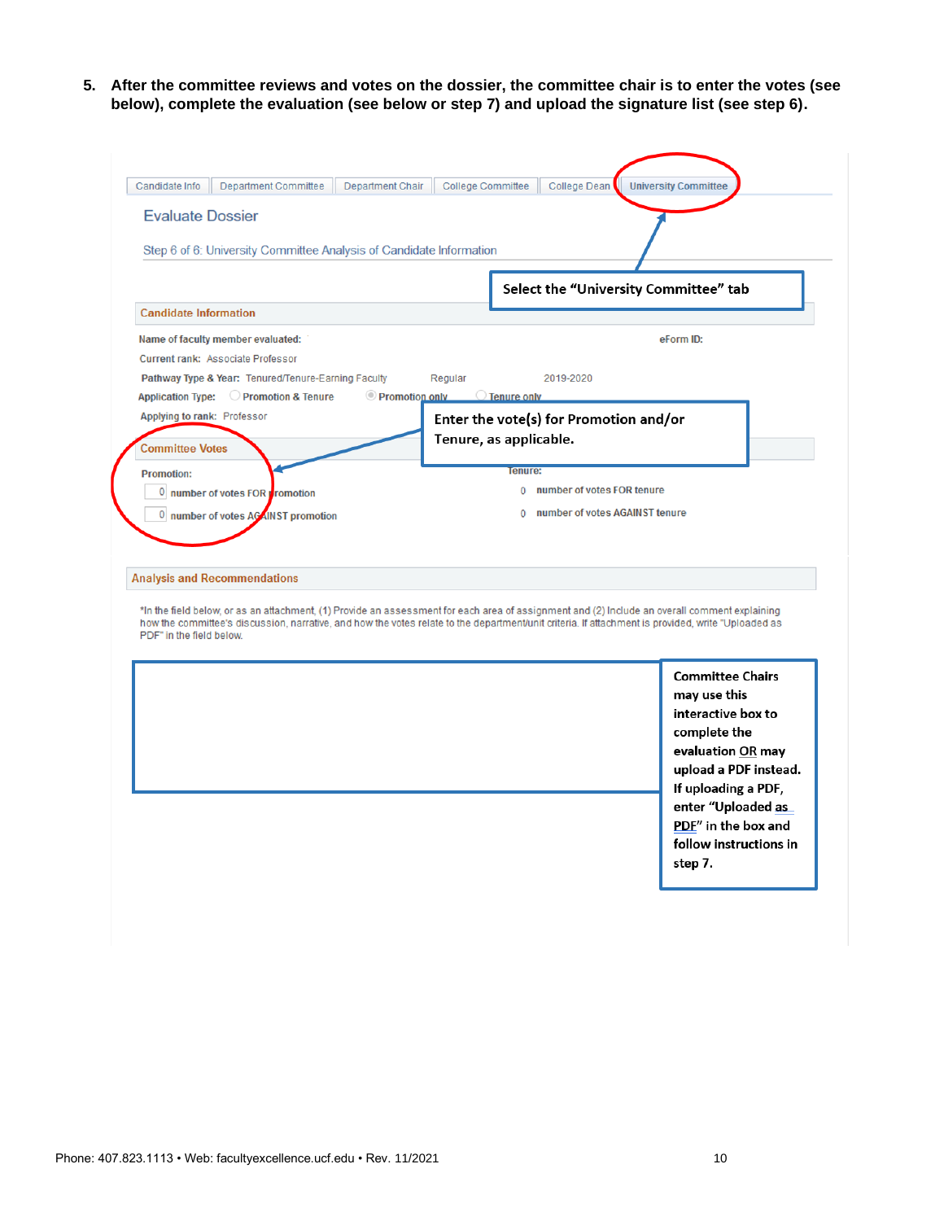5. **After the committee reviews and votes on the dossier, the committee chair is to enter the votes (see below), complete the evaluation (see below or step 7) and upload the signature list (see step 6).**

Candidate Info | Department Committee | Department Chair | College Committee | College Dean | University Committee

**Select the "University Committee" tab**

Evaluate Dossier

Step 6 of 6: University Committee Analysis of Candidate Information

**Candidate Information**

Name of faculty member evaluated:

eForm ID:

Current rank: Associate Professor

Pathway Type & Year: Tenured/Tenure-Earning Faculty Regular 2019-2020

Application Type: ○ Promotion & Tenure ◉ Promotion only ○ Tenure only

Applying to rank: Professor

**Enter the vote(s) for Promotion and/or Tenure, as applicable.**

**Committee Votes**

Promotion:

0 number of votes FOR promotion

0 number of votes AGAINST promotion

Tenure:

0 number of votes FOR tenure

0 number of votes AGAINST tenure

**Analysis and Recommendations**

*In the field below, or as an attachment, (1) Provide an assessment for each area of assignment and (2) Include an overall comment explaining how the committee's discussion, narrative, and how the votes relate to the department/unit criteria. If attachment is provided, write "Uploaded as PDF" in the field below.

**Committee Chairs may use this interactive box to complete the evaluation OR may upload a PDF instead. If uploading a PDF, enter "Uploaded as PDF" in the box and follow instructions in step 7.**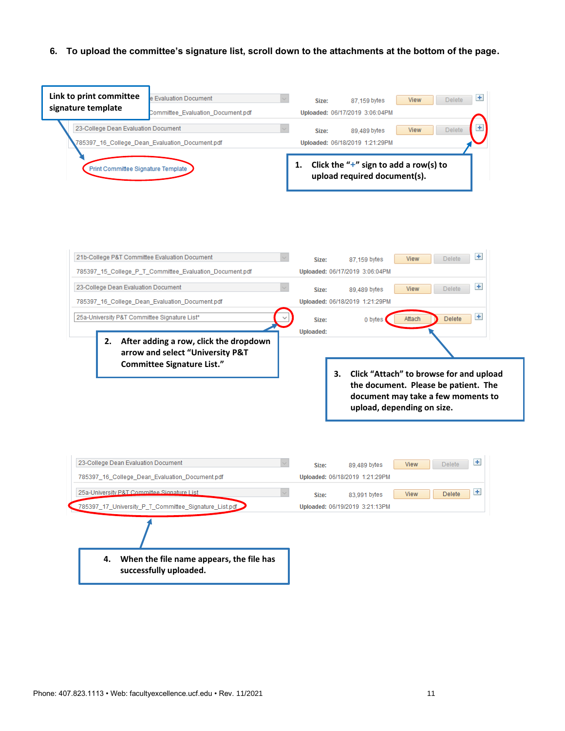6. **To upload the committee's signature list, scroll down to the attachments at the bottom of the page.**

| | | | | |
|---|---|---|---|---|
| e Evaluation Document | Size: | 87,159 bytes | View | Delete |
| Committee_Evaluation_Document.pdf | Uploaded: | 06/17/2019 3:06:04PM | | |
| 23-College Dean Evaluation Document | Size: | 89,489 bytes | View | Delete |
| 785397_16_College_Dean_Evaluation_Document.pdf | Uploaded: | 06/18/2019 1:21:29PM | | |

Print Committee Signature Template

**Link to print committee signature template**

1. **Click the "+" sign to add a row(s) to upload required document(s).**

| | | | | |
|---|---|---|---|---|
| 21b-College P&T Committee Evaluation Document | Size: | 87,159 bytes | View | Delete |
| 785397_15_College_P_T_Committee_Evaluation_Document.pdf | Uploaded: | 06/17/2019 3:06:04PM | | |
| 23-College Dean Evaluation Document | Size: | 89,489 bytes | View | Delete |
| 785397_16_College_Dean_Evaluation_Document.pdf | Uploaded: | 06/18/2019 1:21:29PM | | |
| 25a-University P&T Committee Signature List* | Size: | 0 bytes | Attach | Delete |
| | Uploaded: | | | |

2. **After adding a row, click the dropdown arrow and select "University P&T Committee Signature List."**

3. **Click "Attach" to browse for and upload the document. Please be patient. The document may take a few moments to upload, depending on size.**

| | | | | |
|---|---|---|---|---|
| 23-College Dean Evaluation Document | Size: | 89,489 bytes | View | Delete |
| 785397_16_College_Dean_Evaluation_Document.pdf | Uploaded: | 06/18/2019 1:21:29PM | | |
| 25a-University P&T Committee Signature List | Size: | 83,991 bytes | View | Delete |
| 785397_17_University_P_T_Committee_Signature_List.pdf | Uploaded: | 06/19/2019 3:21:13PM | | |

4. **When the file name appears, the file has successfully uploaded.**

Phone: 407.823.1113 • Web: facultyexcellence.ucf.edu • Rev. 11/2021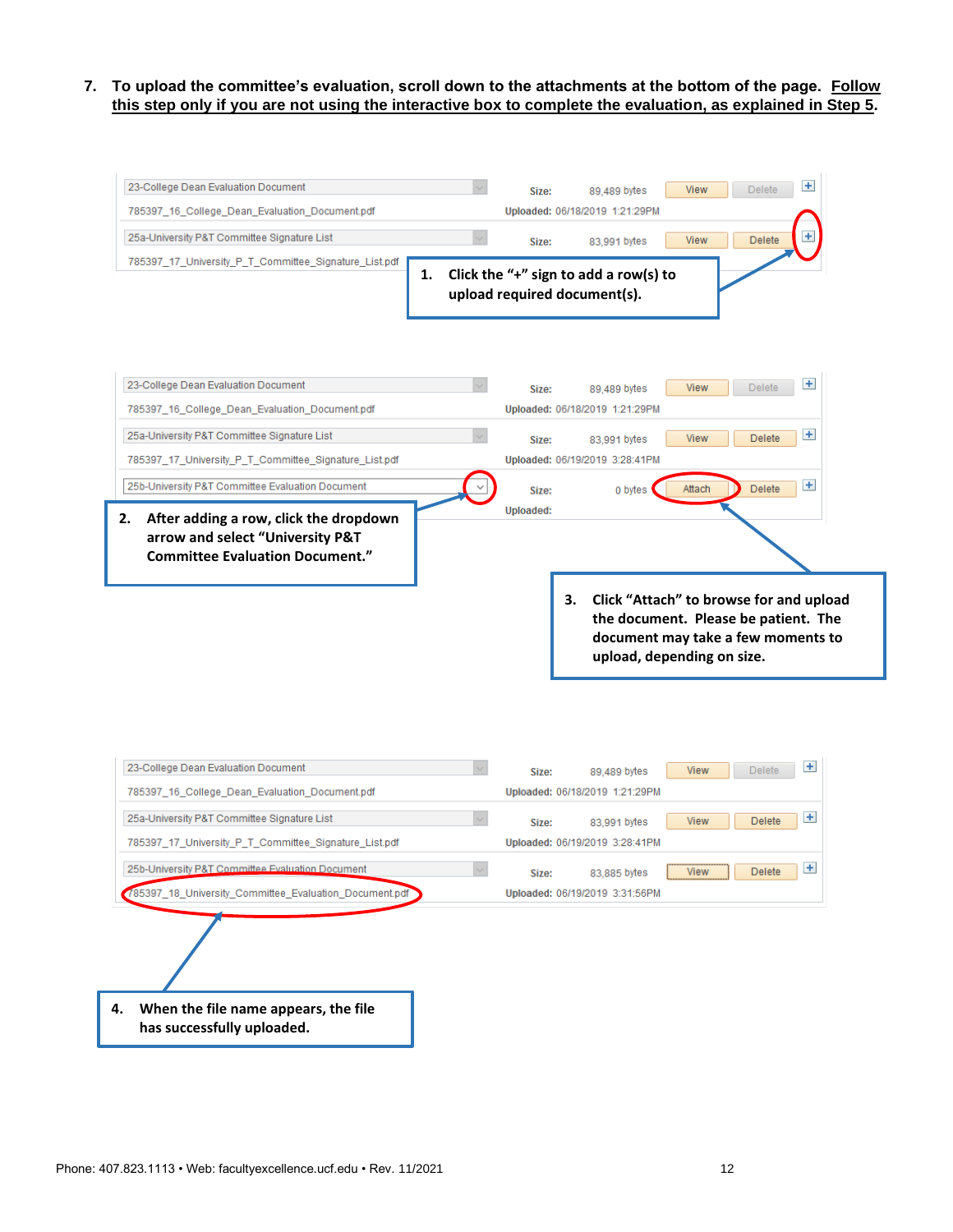7. **To upload the committee's evaluation, scroll down to the attachments at the bottom of the page. <u>Follow this step only if you are not using the interactive box to complete the evaluation, as explained in Step 5</u>.**

| | | | | | |
|---|---|---|---|---|---|
| 23-College Dean Evaluation Document | Size: | 89,489 bytes | View | Delete | + |
| 785397_16_College_Dean_Evaluation_Document.pdf | Uploaded: | 06/18/2019 1:21:29PM | | | |
| 25a-University P&T Committee Signature List | Size: | 83,991 bytes | View | Delete | + |
| 785397_17_University_P_T_Committee_Signature_List.pdf | | | | | |

1. **Click the "+" sign to add a row(s) to upload required document(s).**

| | | | | | |
|---|---|---|---|---|---|
| 23-College Dean Evaluation Document | Size: | 89,489 bytes | View | Delete | + |
| 785397_16_College_Dean_Evaluation_Document.pdf | Uploaded: | 06/18/2019 1:21:29PM | | | |
| 25a-University P&T Committee Signature List | Size: | 83,991 bytes | View | Delete | + |
| 785397_17_University_P_T_Committee_Signature_List.pdf | Uploaded: | 06/19/2019 3:28:41PM | | | |
| 25b-University P&T Committee Evaluation Document | Size: | 0 bytes | Attach | Delete | + |
| | Uploaded: | | | | |

2. **After adding a row, click the dropdown arrow and select "University P&T Committee Evaluation Document."**

3. **Click "Attach" to browse for and upload the document. Please be patient. The document may take a few moments to upload, depending on size.**

| | | | | | |
|---|---|---|---|---|---|
| 23-College Dean Evaluation Document | Size: | 89,489 bytes | View | Delete | + |
| 785397_16_College_Dean_Evaluation_Document.pdf | Uploaded: | 06/18/2019 1:21:29PM | | | |
| 25a-University P&T Committee Signature List | Size: | 83,991 bytes | View | Delete | + |
| 785397_17_University_P_T_Committee_Signature_List.pdf | Uploaded: | 06/19/2019 3:28:41PM | | | |
| 25b-University P&T Committee Evaluation Document | Size: | 83,885 bytes | View | Delete | + |
| 785397_18_University_Committee_Evaluation_Document.pdf | Uploaded: | 06/19/2019 3:31:56PM | | | |

4. **When the file name appears, the file has successfully uploaded.**

Phone: 407.823.1113 • Web: facultyexcellence.ucf.edu • Rev. 11/2021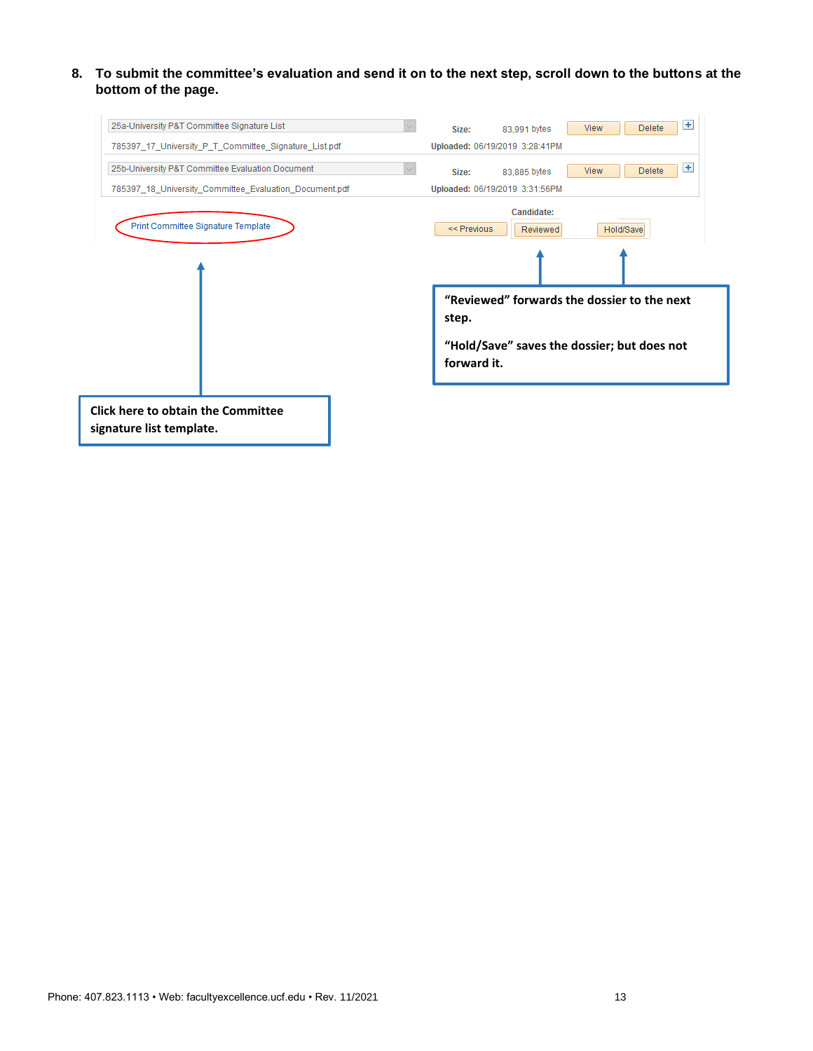8. **To submit the committee's evaluation and send it on to the next step, scroll down to the buttons at the bottom of the page.**

25a-University P&T Committee Signature List

785397_17_University_P_T_Committee_Signature_List.pdf

Size: 83,991 bytes

Uploaded: 06/19/2019 3:28:41PM

View Delete

25b-University P&T Committee Evaluation Document

785397_18_University_Committee_Evaluation_Document.pdf

Size: 83,885 bytes

Uploaded: 06/19/2019 3:31:56PM

View Delete

Print Committee Signature Template

Candidate:

<< Previous Reviewed Hold/Save

**"Reviewed" forwards the dossier to the next step.**

**"Hold/Save" saves the dossier; but does not forward it.**

**Click here to obtain the Committee signature list template.**